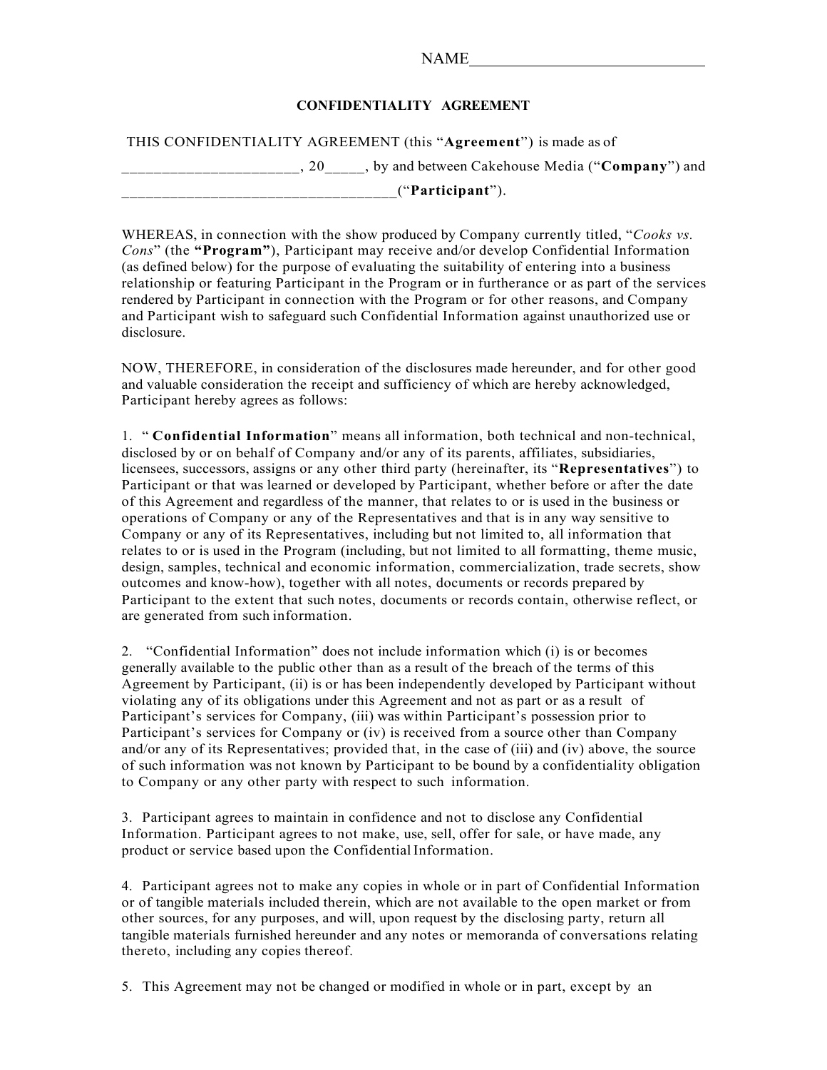NAME_____________________________

# CONFIDENTIALITY AGREEMENT

THIS CONFIDENTIALITY AGREEMENT (this "**Agreement**") is made as of _____________________, 20_____, by and between Cakehouse Media ("**Company**") and _________________________________("**Participant**").

WHEREAS, in connection with the show produced by Company currently titled, "*Cooks vs. Cons*" (the **"Program"**), Participant may receive and/or develop Confidential Information (as defined below) for the purpose of evaluating the suitability of entering into a business relationship or featuring Participant in the Program or in furtherance or as part of the services rendered by Participant in connection with the Program or for other reasons, and Company and Participant wish to safeguard such Confidential Information against unauthorized use or disclosure.

NOW, THEREFORE, in consideration of the disclosures made hereunder, and for other good and valuable consideration the receipt and sufficiency of which are hereby acknowledged, Participant hereby agrees as follows:

1. " **Confidential Information**" means all information, both technical and non-technical, disclosed by or on behalf of Company and/or any of its parents, affiliates, subsidiaries, licensees, successors, assigns or any other third party (hereinafter, its "**Representatives**") to Participant or that was learned or developed by Participant, whether before or after the date of this Agreement and regardless of the manner, that relates to or is used in the business or operations of Company or any of the Representatives and that is in any way sensitive to Company or any of its Representatives, including but not limited to, all information that relates to or is used in the Program (including, but not limited to all formatting, theme music, design, samples, technical and economic information, commercialization, trade secrets, show outcomes and know-how), together with all notes, documents or records prepared by Participant to the extent that such notes, documents or records contain, otherwise reflect, or are generated from such information.

2. "Confidential Information" does not include information which (i) is or becomes generally available to the public other than as a result of the breach of the terms of this Agreement by Participant, (ii) is or has been independently developed by Participant without violating any of its obligations under this Agreement and not as part or as a result of Participant's services for Company, (iii) was within Participant's possession prior to Participant's services for Company or (iv) is received from a source other than Company and/or any of its Representatives; provided that, in the case of (iii) and (iv) above, the source of such information was not known by Participant to be bound by a confidentiality obligation to Company or any other party with respect to such information.

3. Participant agrees to maintain in confidence and not to disclose any Confidential Information. Participant agrees to not make, use, sell, offer for sale, or have made, any product or service based upon the Confidential Information.

4. Participant agrees not to make any copies in whole or in part of Confidential Information or of tangible materials included therein, which are not available to the open market or from other sources, for any purposes, and will, upon request by the disclosing party, return all tangible materials furnished hereunder and any notes or memoranda of conversations relating thereto, including any copies thereof.

5. This Agreement may not be changed or modified in whole or in part, except by an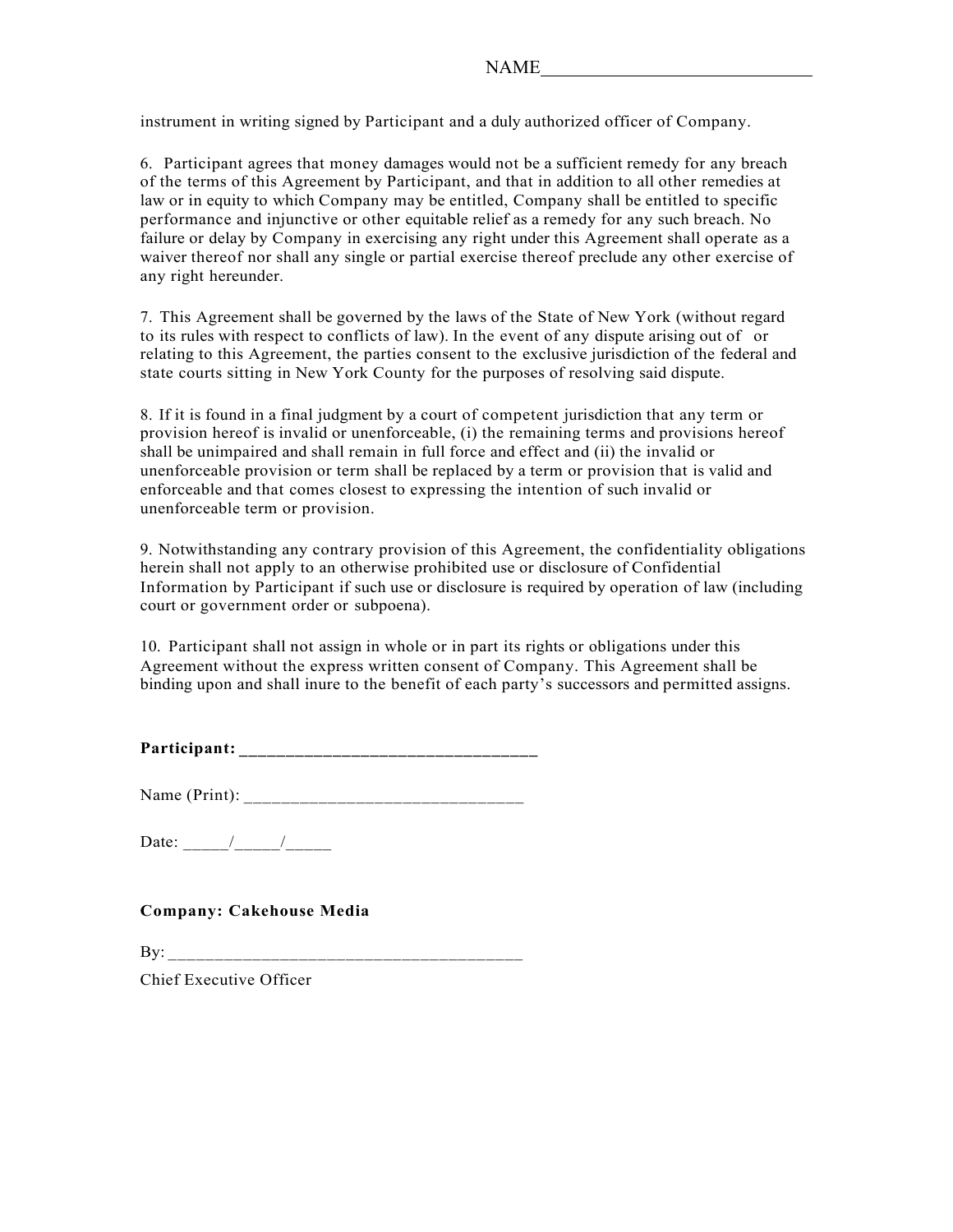instrument in writing signed by Participant and a duly authorized officer of Company.

6. Participant agrees that money damages would not be a sufficient remedy for any breach of the terms of this Agreement by Participant, and that in addition to all other remedies at law or in equity to which Company may be entitled, Company shall be entitled to specific performance and injunctive or other equitable relief as a remedy for any such breach. No failure or delay by Company in exercising any right under this Agreement shall operate as a waiver thereof nor shall any single or partial exercise thereof preclude any other exercise of any right hereunder.

7. This Agreement shall be governed by the laws of the State of New York (without regard to its rules with respect to conflicts of law). In the event of any dispute arising out of or relating to this Agreement, the parties consent to the exclusive jurisdiction of the federal and state courts sitting in New York County for the purposes of resolving said dispute.

8. If it is found in a final judgment by a court of competent jurisdiction that any term or provision hereof is invalid or unenforceable, (i) the remaining terms and provisions hereof shall be unimpaired and shall remain in full force and effect and (ii) the invalid or unenforceable provision or term shall be replaced by a term or provision that is valid and enforceable and that comes closest to expressing the intention of such invalid or unenforceable term or provision.

9. Notwithstanding any contrary provision of this Agreement, the confidentiality obligations herein shall not apply to an otherwise prohibited use or disclosure of Confidential Information by Participant if such use or disclosure is required by operation of law (including court or government order or subpoena).

10. Participant shall not assign in whole or in part its rights or obligations under this Agreement without the express written consent of Company. This Agreement shall be binding upon and shall inure to the benefit of each party's successors and permitted assigns.

**Participant: _________________________________**

Name (Print): ______________________________

Date: _____/_____/_____

**Company: Cakehouse Media**

By: ______________________________________

Chief Executive Officer